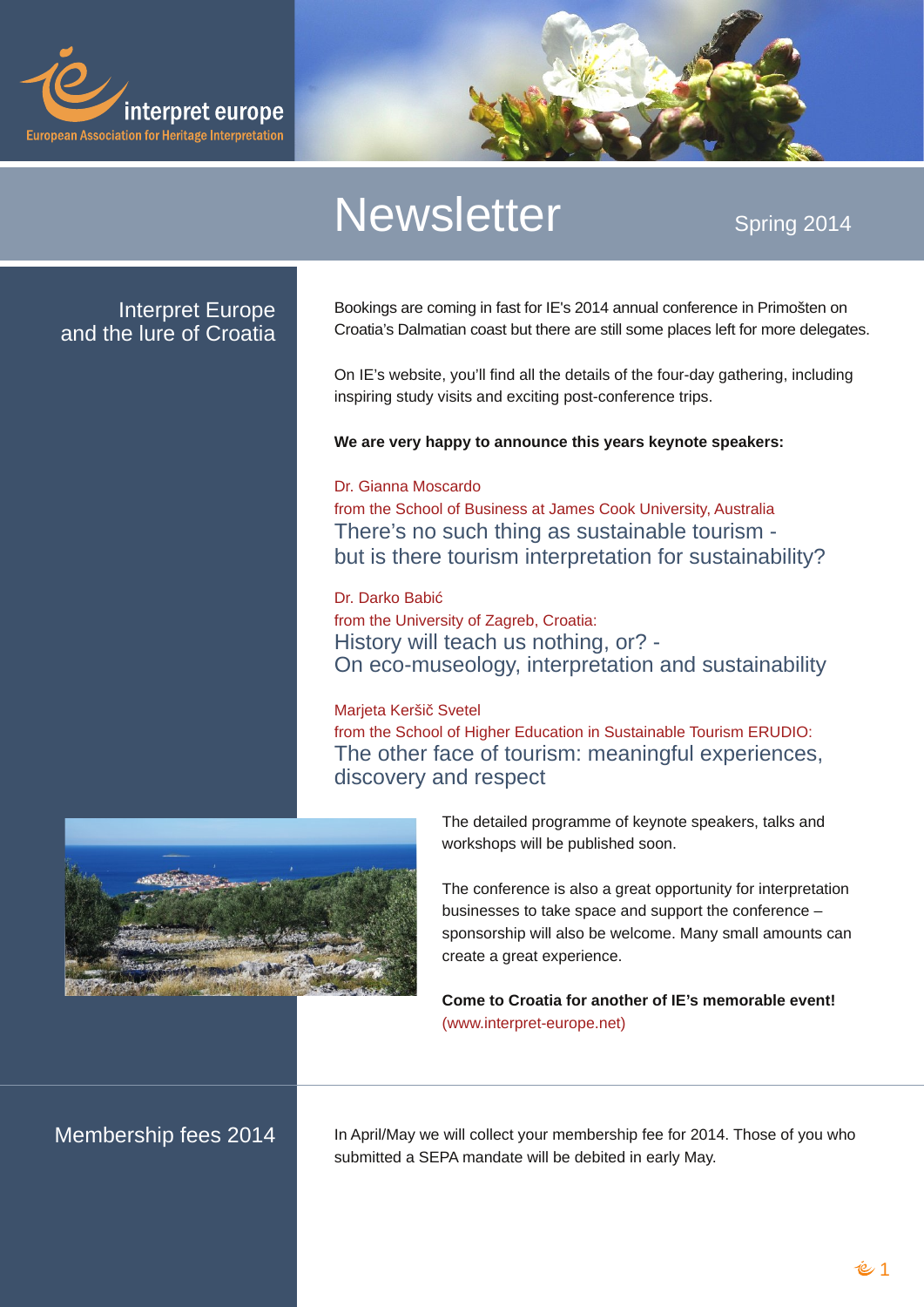interpret europe

European Association for Heritage Interpretation

# Newsletter

Spring 2014

## Interpret Europe and the lure of Croatia

Bookings are coming in fast for IE's 2014 annual conference in Primošten on Croatia's Dalmatian coast but there are still some places left for more delegates.

On IE's website, you'll find all the details of the four-day gathering, including inspiring study visits and exciting post-conference trips.

**We are very happy to announce this years keynote speakers:**

Dr. Gianna Moscardo
from the School of Business at James Cook University, Australia
There's no such thing as sustainable tourism -
but is there tourism interpretation for sustainability?

Dr. Darko Babić
from the University of Zagreb, Croatia:
History will teach us nothing, or? -
On eco-museology, interpretation and sustainability

Marjeta Keršič Svetel
from the School of Higher Education in Sustainable Tourism ERUDIO:
The other face of tourism: meaningful experiences, discovery and respect

The detailed programme of keynote speakers, talks and workshops will be published soon.

The conference is also a great opportunity for interpretation businesses to take space and support the conference – sponsorship will also be welcome. Many small amounts can create a great experience.

**Come to Croatia for another of IE's memorable event!**
(www.interpret-europe.net)

## Membership fees 2014

In April/May we will collect your membership fee for 2014. Those of you who submitted a SEPA mandate will be debited in early May.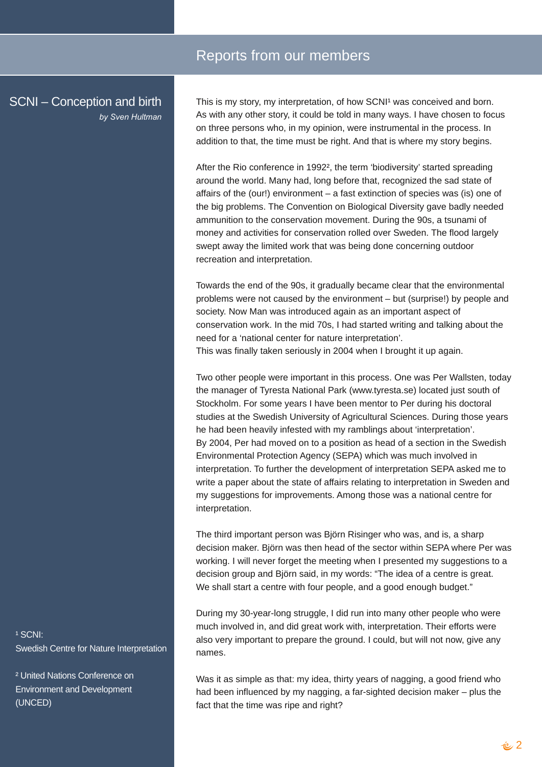## Reports from our members

# SCNI – Conception and birth

*by Sven Hultman*

This is my story, my interpretation, of how SCNI[1] was conceived and born. As with any other story, it could be told in many ways. I have chosen to focus on three persons who, in my opinion, were instrumental in the process. In addition to that, the time must be right. And that is where my story begins.

After the Rio conference in 1992[2], the term 'biodiversity' started spreading around the world. Many had, long before that, recognized the sad state of affairs of the (our!) environment – a fast extinction of species was (is) one of the big problems. The Convention on Biological Diversity gave badly needed ammunition to the conservation movement. During the 90s, a tsunami of money and activities for conservation rolled over Sweden. The flood largely swept away the limited work that was being done concerning outdoor recreation and interpretation.

Towards the end of the 90s, it gradually became clear that the environmental problems were not caused by the environment – but (surprise!) by people and society. Now Man was introduced again as an important aspect of conservation work. In the mid 70s, I had started writing and talking about the need for a 'national center for nature interpretation'.
This was finally taken seriously in 2004 when I brought it up again.

Two other people were important in this process. One was Per Wallsten, today the manager of Tyresta National Park (www.tyresta.se) located just south of Stockholm. For some years I have been mentor to Per during his doctoral studies at the Swedish University of Agricultural Sciences. During those years he had been heavily infested with my ramblings about 'interpretation'.
By 2004, Per had moved on to a position as head of a section in the Swedish Environmental Protection Agency (SEPA) which was much involved in interpretation. To further the development of interpretation SEPA asked me to write a paper about the state of affairs relating to interpretation in Sweden and my suggestions for improvements. Among those was a national centre for interpretation.

The third important person was Björn Risinger who was, and is, a sharp decision maker. Björn was then head of the sector within SEPA where Per was working. I will never forget the meeting when I presented my suggestions to a decision group and Björn said, in my words: "The idea of a centre is great. We shall start a centre with four people, and a good enough budget."

During my 30-year-long struggle, I did run into many other people who were much involved in, and did great work with, interpretation. Their efforts were also very important to prepare the ground. I could, but will not now, give any names.

Was it as simple as that: my idea, thirty years of nagging, a good friend who had been influenced by my nagging, a far-sighted decision maker – plus the fact that the time was ripe and right?

[1] SCNI:
Swedish Centre for Nature Interpretation

[2] United Nations Conference on Environment and Development (UNCED)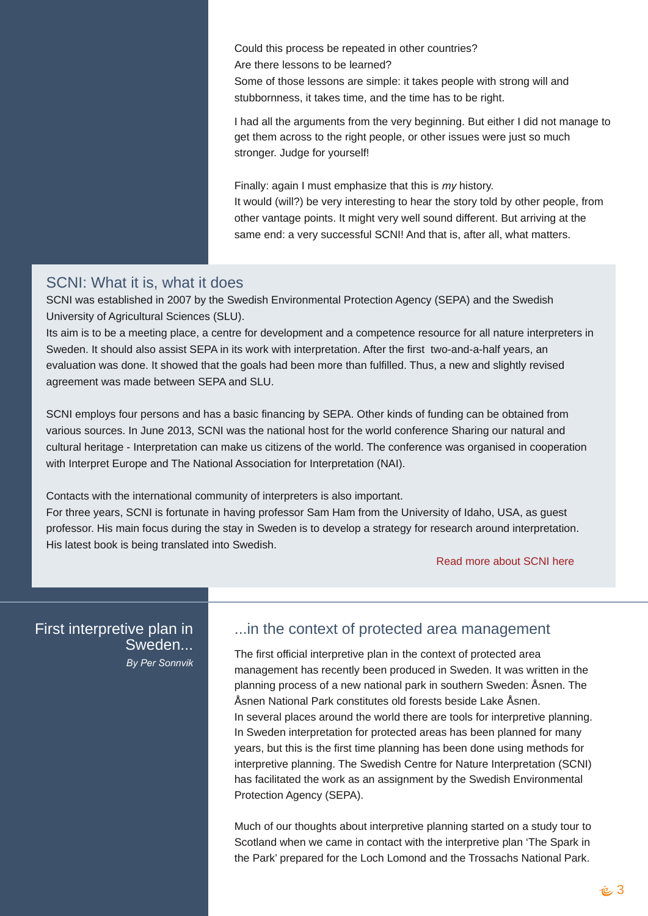Could this process be repeated in other countries?
Are there lessons to be learned?
Some of those lessons are simple: it takes people with strong will and stubbornness, it takes time, and the time has to be right.

I had all the arguments from the very beginning. But either I did not manage to get them across to the right people, or other issues were just so much stronger. Judge for yourself!

Finally: again I must emphasize that this is *my* history.
It would (will?) be very interesting to hear the story told by other people, from other vantage points. It might very well sound different. But arriving at the same end: a very successful SCNI! And that is, after all, what matters.

## SCNI: What it is, what it does

SCNI was established in 2007 by the Swedish Environmental Protection Agency (SEPA) and the Swedish University of Agricultural Sciences (SLU).
Its aim is to be a meeting place, a centre for development and a competence resource for all nature interpreters in Sweden. It should also assist SEPA in its work with interpretation. After the first two-and-a-half years, an evaluation was done. It showed that the goals had been more than fulfilled. Thus, a new and slightly revised agreement was made between SEPA and SLU.

SCNI employs four persons and has a basic financing by SEPA. Other kinds of funding can be obtained from various sources. In June 2013, SCNI was the national host for the world conference Sharing our natural and cultural heritage - Interpretation can make us citizens of the world. The conference was organised in cooperation with Interpret Europe and The National Association for Interpretation (NAI).

Contacts with the international community of interpreters is also important.
For three years, SCNI is fortunate in having professor Sam Ham from the University of Idaho, USA, as guest professor. His main focus during the stay in Sweden is to develop a strategy for research around interpretation. His latest book is being translated into Swedish.

Read more about SCNI here

## First interpretive plan in Sweden...

*By Per Sonnvik*

### ...in the context of protected area management

The first official interpretive plan in the context of protected area management has recently been produced in Sweden. It was written in the planning process of a new national park in southern Sweden: Åsnen. The Åsnen National Park constitutes old forests beside Lake Åsnen.
In several places around the world there are tools for interpretive planning. In Sweden interpretation for protected areas has been planned for many years, but this is the first time planning has been done using methods for interpretive planning. The Swedish Centre for Nature Interpretation (SCNI) has facilitated the work as an assignment by the Swedish Environmental Protection Agency (SEPA).

Much of our thoughts about interpretive planning started on a study tour to Scotland when we came in contact with the interpretive plan 'The Spark in the Park' prepared for the Loch Lomond and the Trossachs National Park.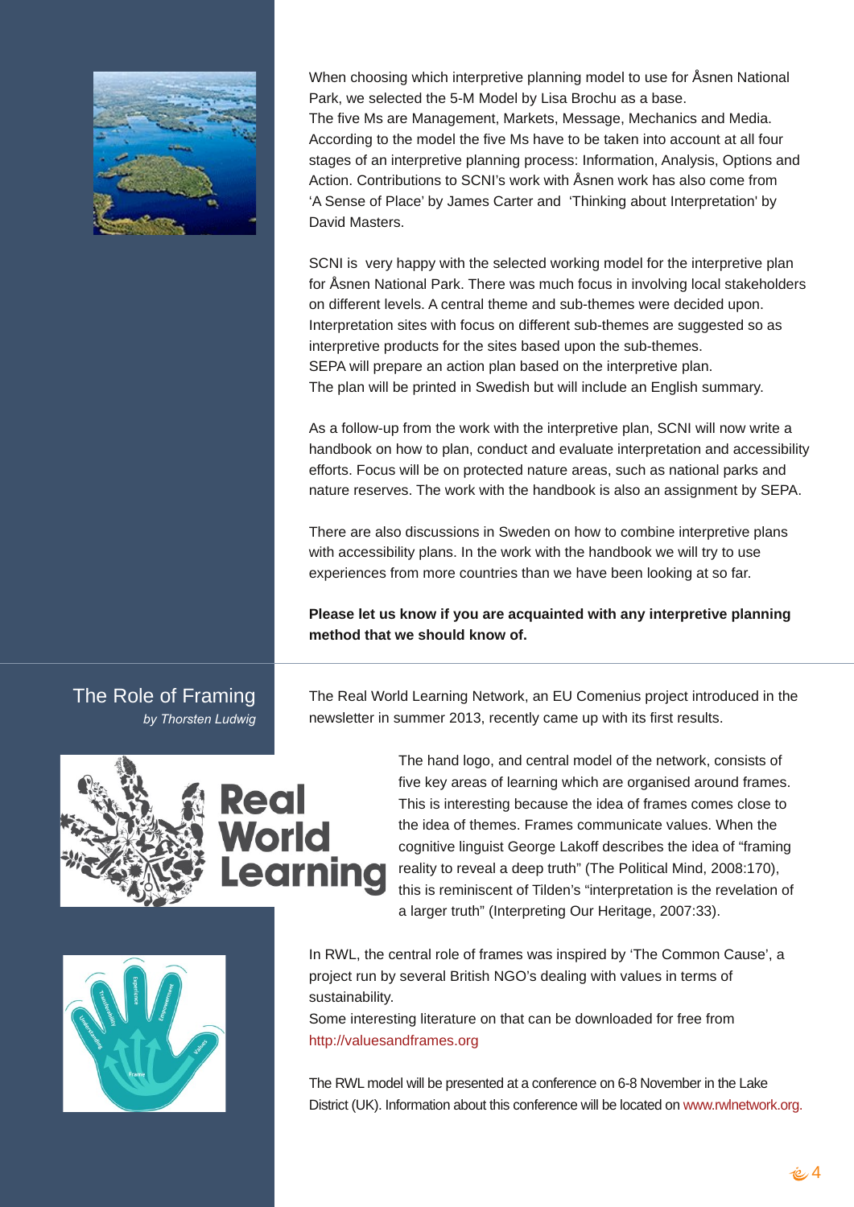When choosing which interpretive planning model to use for Åsnen National Park, we selected the 5-M Model by Lisa Brochu as a base.
The five Ms are Management, Markets, Message, Mechanics and Media. According to the model the five Ms have to be taken into account at all four stages of an interpretive planning process: Information, Analysis, Options and Action. Contributions to SCNI's work with Åsnen work has also come from 'A Sense of Place' by James Carter and 'Thinking about Interpretation' by David Masters.

SCNI is very happy with the selected working model for the interpretive plan for Åsnen National Park. There was much focus in involving local stakeholders on different levels. A central theme and sub-themes were decided upon. Interpretation sites with focus on different sub-themes are suggested so as interpretive products for the sites based upon the sub-themes.
SEPA will prepare an action plan based on the interpretive plan.
The plan will be printed in Swedish but will include an English summary.

As a follow-up from the work with the interpretive plan, SCNI will now write a handbook on how to plan, conduct and evaluate interpretation and accessibility efforts. Focus will be on protected nature areas, such as national parks and nature reserves. The work with the handbook is also an assignment by SEPA.

There are also discussions in Sweden on how to combine interpretive plans with accessibility plans. In the work with the handbook we will try to use experiences from more countries than we have been looking at so far.

**Please let us know if you are acquainted with any interpretive planning method that we should know of.**

## The Role of Framing

*by Thorsten Ludwig*

The Real World Learning Network, an EU Comenius project introduced in the newsletter in summer 2013, recently came up with its first results.

The hand logo, and central model of the network, consists of five key areas of learning which are organised around frames. This is interesting because the idea of frames comes close to the idea of themes. Frames communicate values. When the cognitive linguist George Lakoff describes the idea of "framing reality to reveal a deep truth" (The Political Mind, 2008:170), this is reminiscent of Tilden's "interpretation is the revelation of a larger truth" (Interpreting Our Heritage, 2007:33).

In RWL, the central role of frames was inspired by 'The Common Cause', a project run by several British NGO's dealing with values in terms of sustainability.
Some interesting literature on that can be downloaded for free from http://valuesandframes.org

The RWL model will be presented at a conference on 6-8 November in the Lake District (UK). Information about this conference will be located on www.rwlnetwork.org.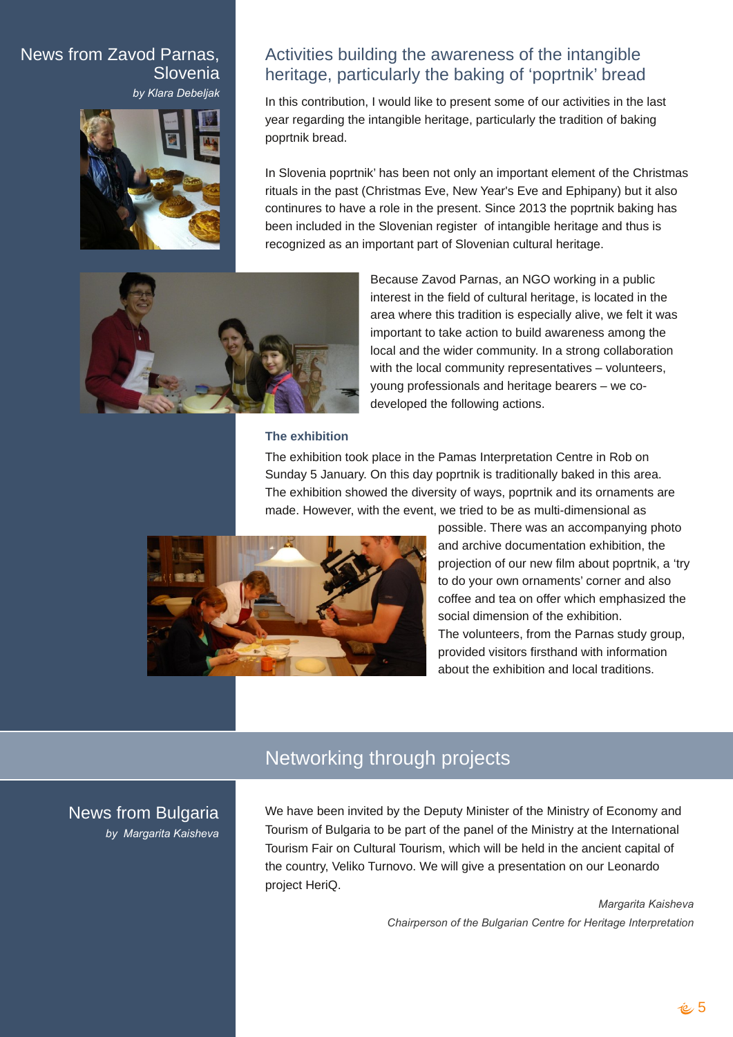## News from Zavod Parnas, Slovenia

*by Klara Debeljak*

### Activities building the awareness of the intangible heritage, particularly the baking of 'poprtnik' bread

In this contribution, I would like to present some of our activities in the last year regarding the intangible heritage, particularly the tradition of baking poprtnik bread.

In Slovenia poprtnik' has been not only an important element of the Christmas rituals in the past (Christmas Eve, New Year's Eve and Ephipany) but it also continures to have a role in the present. Since 2013 the poprtnik baking has been included in the Slovenian register of intangible heritage and thus is recognized as an important part of Slovenian cultural heritage.

Because Zavod Parnas, an NGO working in a public interest in the field of cultural heritage, is located in the area where this tradition is especially alive, we felt it was important to take action to build awareness among the local and the wider community. In a strong collaboration with the local community representatives – volunteers, young professionals and heritage bearers – we co-developed the following actions.

**The exhibition**

The exhibition took place in the Pamas Interpretation Centre in Rob on Sunday 5 January. On this day poprtnik is traditionally baked in this area. The exhibition showed the diversity of ways, poprtnik and its ornaments are made. However, with the event, we tried to be as multi-dimensional as possible. There was an accompanying photo and archive documentation exhibition, the projection of our new film about poprtnik, a 'try to do your own ornaments' corner and also coffee and tea on offer which emphasized the social dimension of the exhibition.

The volunteers, from the Parnas study group, provided visitors firsthand with information about the exhibition and local traditions.

## Networking through projects

### News from Bulgaria

*by Margarita Kaisheva*

We have been invited by the Deputy Minister of the Ministry of Economy and Tourism of Bulgaria to be part of the panel of the Ministry at the International Tourism Fair on Cultural Tourism, which will be held in the ancient capital of the country, Veliko Turnovo. We will give a presentation on our Leonardo project HeriQ.

*Margarita Kaisheva*

*Chairperson of the Bulgarian Centre for Heritage Interpretation*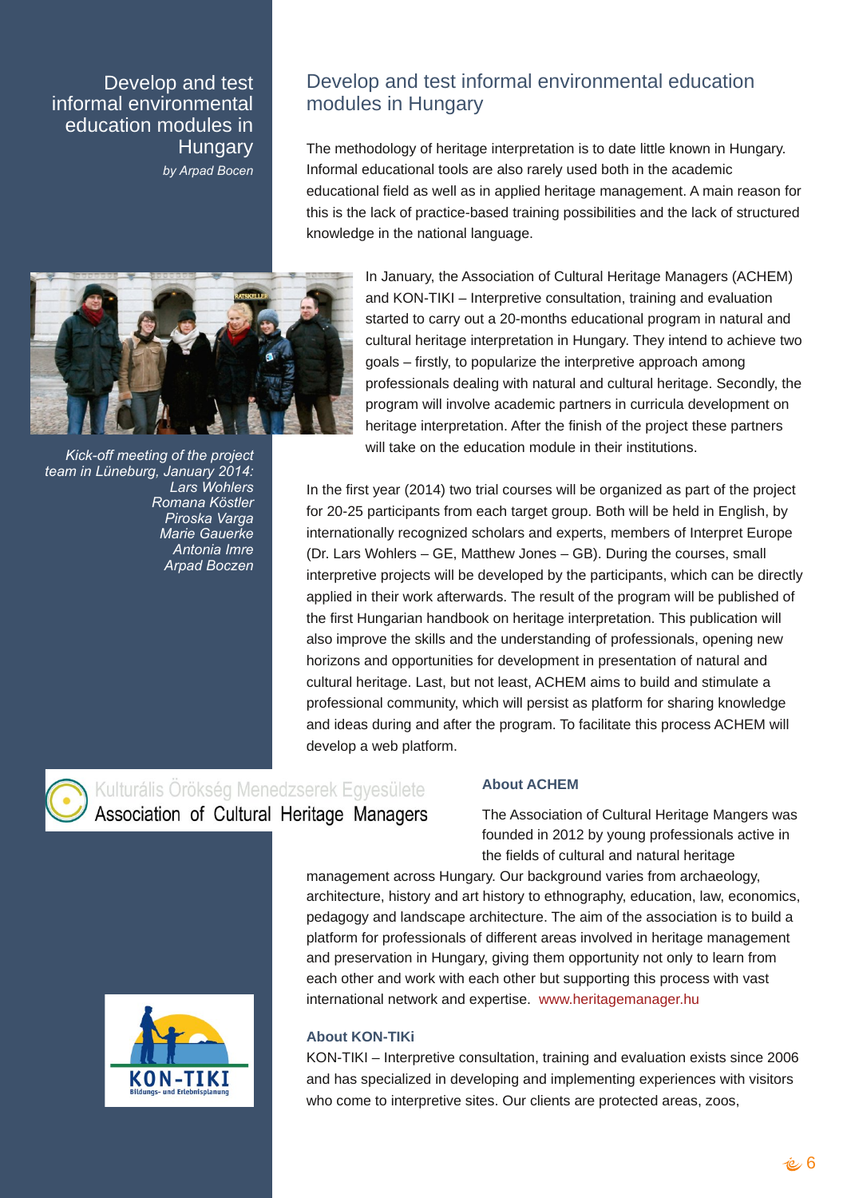# Develop and test informal environmental education modules in Hungary

*by Arpad Bocen*

The methodology of heritage interpretation is to date little known in Hungary. Informal educational tools are also rarely used both in the academic educational field as well as in applied heritage management. A main reason for this is the lack of practice-based training possibilities and the lack of structured knowledge in the national language.

*Kick-off meeting of the project team in Lüneburg, January 2014: Lars Wohlers Romana Köstler Piroska Varga Marie Gauerke Antonia Imre Arpad Boczen*

In January, the Association of Cultural Heritage Managers (ACHEM) and KON-TIKI – Interpretive consultation, training and evaluation started to carry out a 20-months educational program in natural and cultural heritage interpretation in Hungary. They intend to achieve two goals – firstly, to popularize the interpretive approach among professionals dealing with natural and cultural heritage. Secondly, the program will involve academic partners in curricula development on heritage interpretation. After the finish of the project these partners will take on the education module in their institutions.

In the first year (2014) two trial courses will be organized as part of the project for 20-25 participants from each target group. Both will be held in English, by internationally recognized scholars and experts, members of Interpret Europe (Dr. Lars Wohlers – GE, Matthew Jones – GB). During the courses, small interpretive projects will be developed by the participants, which can be directly applied in their work afterwards. The result of the program will be published of the first Hungarian handbook on heritage interpretation. This publication will also improve the skills and the understanding of professionals, opening new horizons and opportunities for development in presentation of natural and cultural heritage. Last, but not least, ACHEM aims to build and stimulate a professional community, which will persist as platform for sharing knowledge and ideas during and after the program. To facilitate this process ACHEM will develop a web platform.

Kulturális Örökség Menedzserek Egyesülete
Association of Cultural Heritage Managers

### About ACHEM

The Association of Cultural Heritage Mangers was founded in 2012 by young professionals active in the fields of cultural and natural heritage management across Hungary. Our background varies from archaeology, architecture, history and art history to ethnography, education, law, economics, pedagogy and landscape architecture. The aim of the association is to build a platform for professionals of different areas involved in heritage management and preservation in Hungary, giving them opportunity not only to learn from each other and work with each other but supporting this process with vast international network and expertise. www.heritagemanager.hu

KON-TIKI
Bildungs- und Erlebnisplanung

### About KON-TIKi

KON-TIKI – Interpretive consultation, training and evaluation exists since 2006 and has specialized in developing and implementing experiences with visitors who come to interpretive sites. Our clients are protected areas, zoos,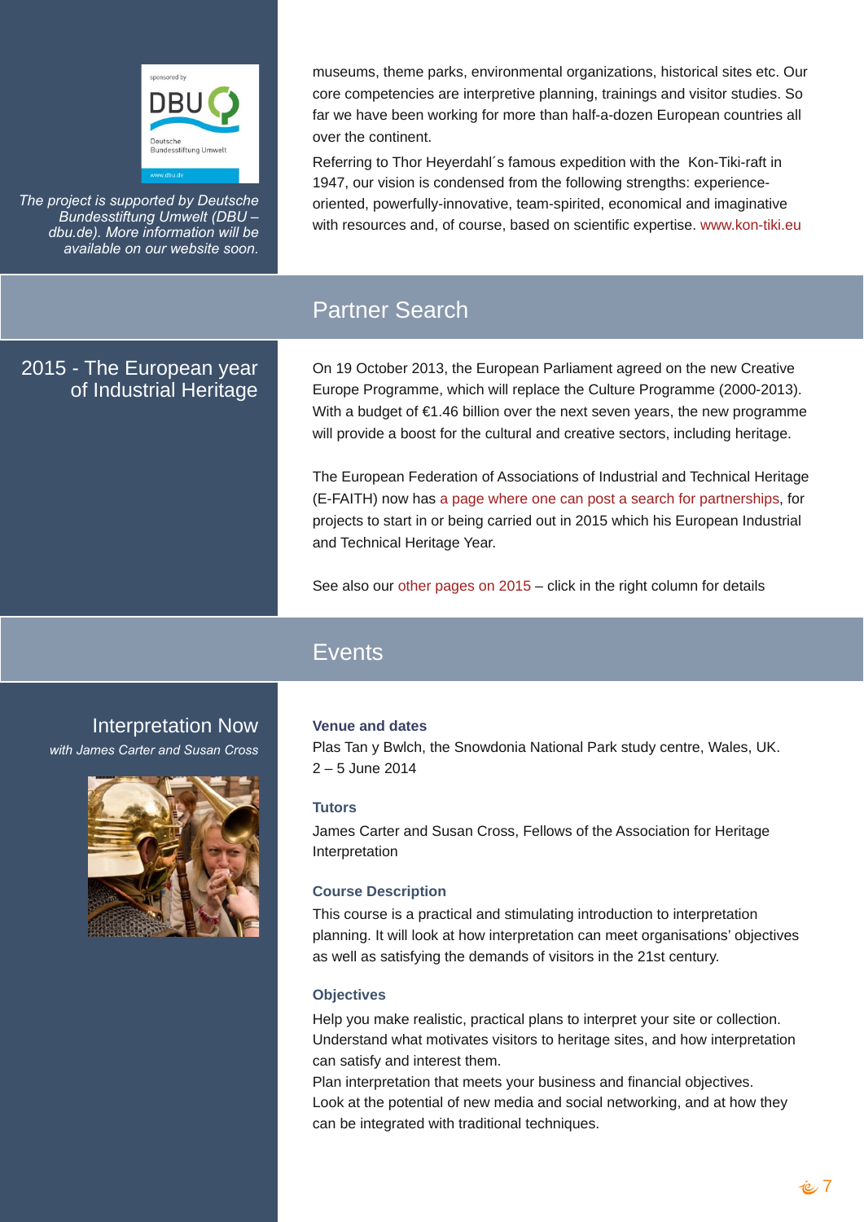museums, theme parks, environmental organizations, historical sites etc. Our core competencies are interpretive planning, trainings and visitor studies. So far we have been working for more than half-a-dozen European countries all over the continent.

Referring to Thor Heyerdahl´s famous expedition with the Kon-Tiki-raft in 1947, our vision is condensed from the following strengths: experience-oriented, powerfully-innovative, team-spirited, economical and imaginative with resources and, of course, based on scientific expertise. www.kon-tiki.eu

*The project is supported by Deutsche Bundesstiftung Umwelt (DBU – dbu.de). More information will be available on our website soon.*

## Partner Search

### 2015 - The European year of Industrial Heritage

On 19 October 2013, the European Parliament agreed on the new Creative Europe Programme, which will replace the Culture Programme (2000-2013). With a budget of €1.46 billion over the next seven years, the new programme will provide a boost for the cultural and creative sectors, including heritage.

The European Federation of Associations of Industrial and Technical Heritage (E-FAITH) now has a page where one can post a search for partnerships, for projects to start in or being carried out in 2015 which his European Industrial and Technical Heritage Year.

See also our other pages on 2015 – click in the right column for details

## Events

### Interpretation Now

*with James Carter and Susan Cross*

**Venue and dates**

Plas Tan y Bwlch, the Snowdonia National Park study centre, Wales, UK.
2 – 5 June 2014

**Tutors**

James Carter and Susan Cross, Fellows of the Association for Heritage Interpretation

**Course Description**

This course is a practical and stimulating introduction to interpretation planning. It will look at how interpretation can meet organisations' objectives as well as satisfying the demands of visitors in the 21st century.

**Objectives**

Help you make realistic, practical plans to interpret your site or collection.
Understand what motivates visitors to heritage sites, and how interpretation can satisfy and interest them.
Plan interpretation that meets your business and financial objectives.
Look at the potential of new media and social networking, and at how they can be integrated with traditional techniques.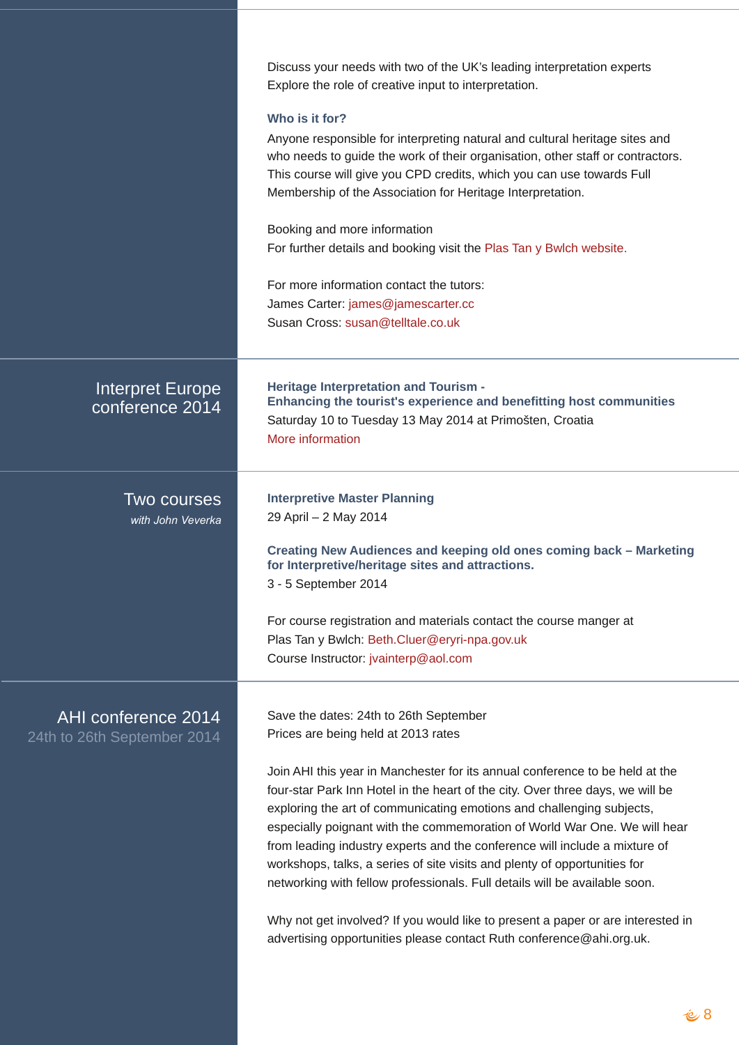Discuss your needs with two of the UK's leading interpretation experts
Explore the role of creative input to interpretation.

**Who is it for?**

Anyone responsible for interpreting natural and cultural heritage sites and who needs to guide the work of their organisation, other staff or contractors. This course will give you CPD credits, which you can use towards Full Membership of the Association for Heritage Interpretation.

Booking and more information
For further details and booking visit the Plas Tan y Bwlch website.

For more information contact the tutors:
James Carter: james@jamescarter.cc
Susan Cross: susan@telltale.co.uk

## Interpret Europe conference 2014

**Heritage Interpretation and Tourism - Enhancing the tourist's experience and benefitting host communities**

Saturday 10 to Tuesday 13 May 2014 at Primošten, Croatia
More information

## Two courses

*with John Veverka*

**Interpretive Master Planning**

29 April – 2 May 2014

**Creating New Audiences and keeping old ones coming back – Marketing for Interpretive/heritage sites and attractions.**

3 - 5 September 2014

For course registration and materials contact the course manger at Plas Tan y Bwlch: Beth.Cluer@eryri-npa.gov.uk
Course Instructor: jvainterp@aol.com

## AHI conference 2014

24th to 26th September 2014

Save the dates: 24th to 26th September
Prices are being held at 2013 rates

Join AHI this year in Manchester for its annual conference to be held at the four-star Park Inn Hotel in the heart of the city. Over three days, we will be exploring the art of communicating emotions and challenging subjects, especially poignant with the commemoration of World War One. We will hear from leading industry experts and the conference will include a mixture of workshops, talks, a series of site visits and plenty of opportunities for networking with fellow professionals. Full details will be available soon.

Why not get involved? If you would like to present a paper or are interested in advertising opportunities please contact Ruth conference@ahi.org.uk.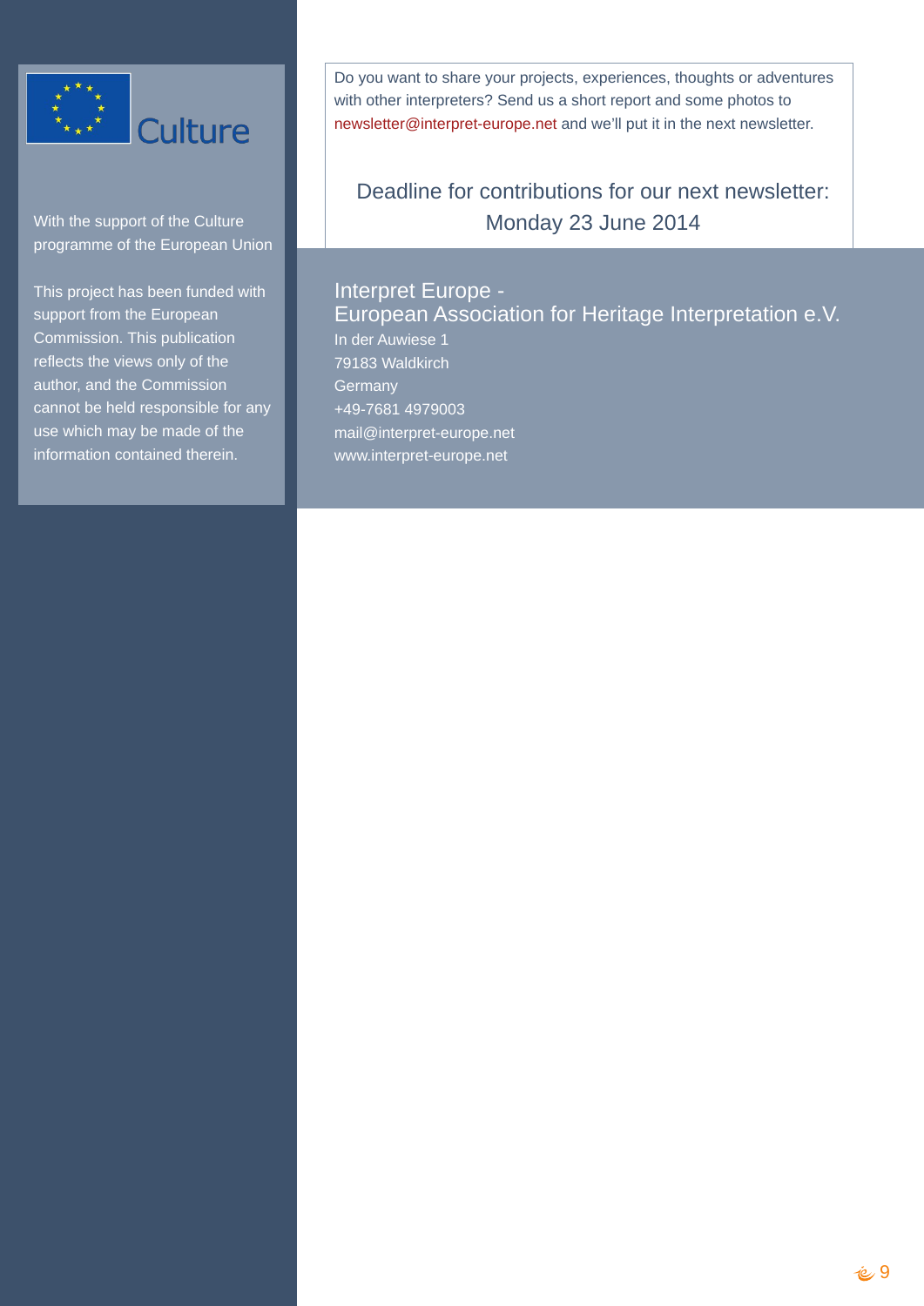Culture

With the support of the Culture programme of the European Union

This project has been funded with support from the European Commission. This publication reflects the views only of the author, and the Commission cannot be held responsible for any use which may be made of the information contained therein.

Do you want to share your projects, experiences, thoughts or adventures with other interpreters? Send us a short report and some photos to newsletter@interpret-europe.net and we'll put it in the next newsletter.

Deadline for contributions for our next newsletter:
Monday 23 June 2014

Interpret Europe -
European Association for Heritage Interpretation e.V.
In der Auwiese 1
79183 Waldkirch
Germany
+49-7681 4979003
mail@interpret-europe.net
www.interpret-europe.net